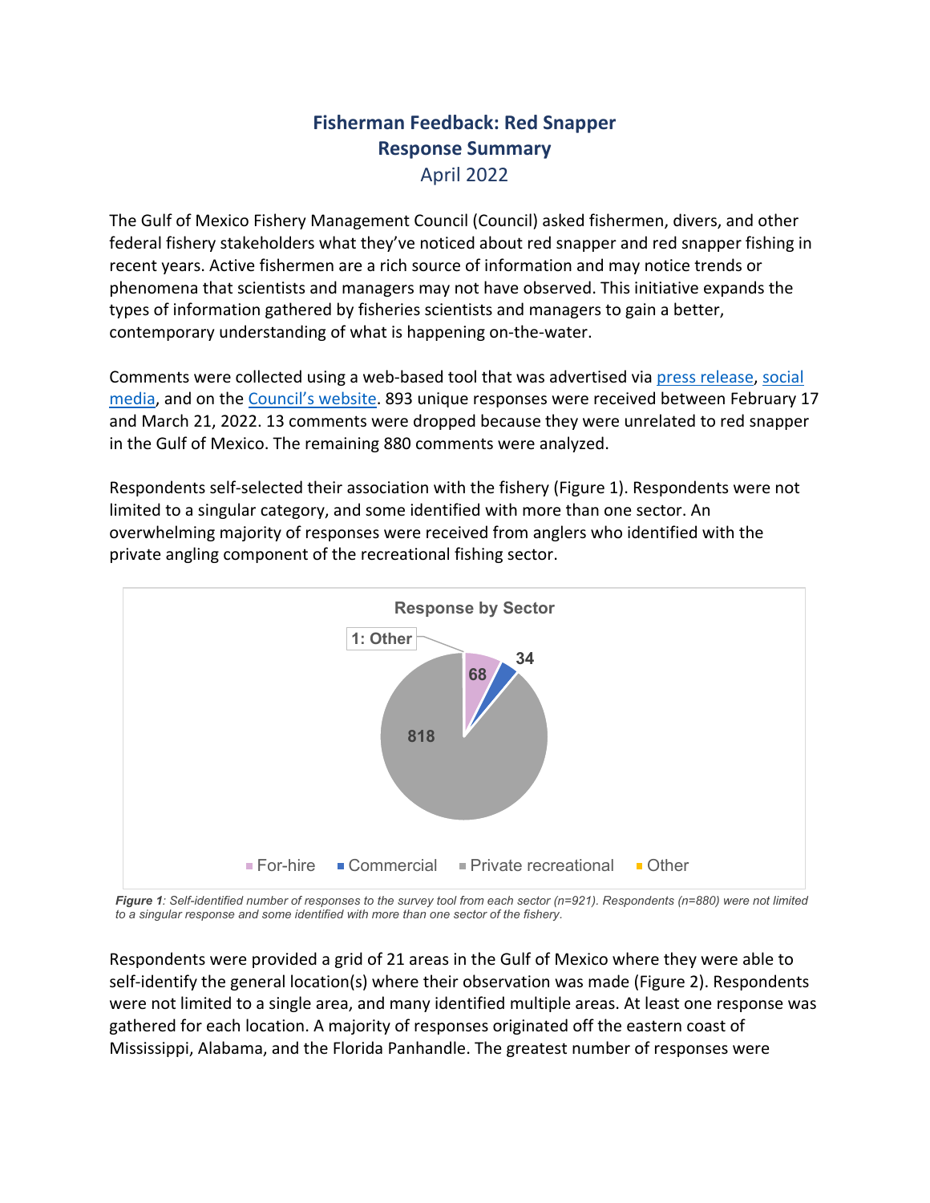# Fisherman Feedback: Red Snapper
## Response Summary
April 2022

The Gulf of Mexico Fishery Management Council (Council) asked fishermen, divers, and other federal fishery stakeholders what they've noticed about red snapper and red snapper fishing in recent years. Active fishermen are a rich source of information and may notice trends or phenomena that scientists and managers may not have observed. This initiative expands the types of information gathered by fisheries scientists and managers to gain a better, contemporary understanding of what is happening on-the-water.

Comments were collected using a web-based tool that was advertised via press release, social media, and on the Council's website. 893 unique responses were received between February 17 and March 21, 2022. 13 comments were dropped because they were unrelated to red snapper in the Gulf of Mexico. The remaining 880 comments were analyzed.

Respondents self-selected their association with the fishery (Figure 1). Respondents were not limited to a singular category, and some identified with more than one sector. An overwhelming majority of responses were received from anglers who identified with the private angling component of the recreational fishing sector.

**Response by Sector**

| Sector | Responses |
|---|---|
| For-hire | 68 |
| Commercial | 34 |
| Private recreational | 818 |
| Other | 1 |

***Figure 1**: Self-identified number of responses to the survey tool from each sector (n=921). Respondents (n=880) were not limited to a singular response and some identified with more than one sector of the fishery.*

Respondents were provided a grid of 21 areas in the Gulf of Mexico where they were able to self-identify the general location(s) where their observation was made (Figure 2). Respondents were not limited to a single area, and many identified multiple areas. At least one response was gathered for each location. A majority of responses originated off the eastern coast of Mississippi, Alabama, and the Florida Panhandle. The greatest number of responses were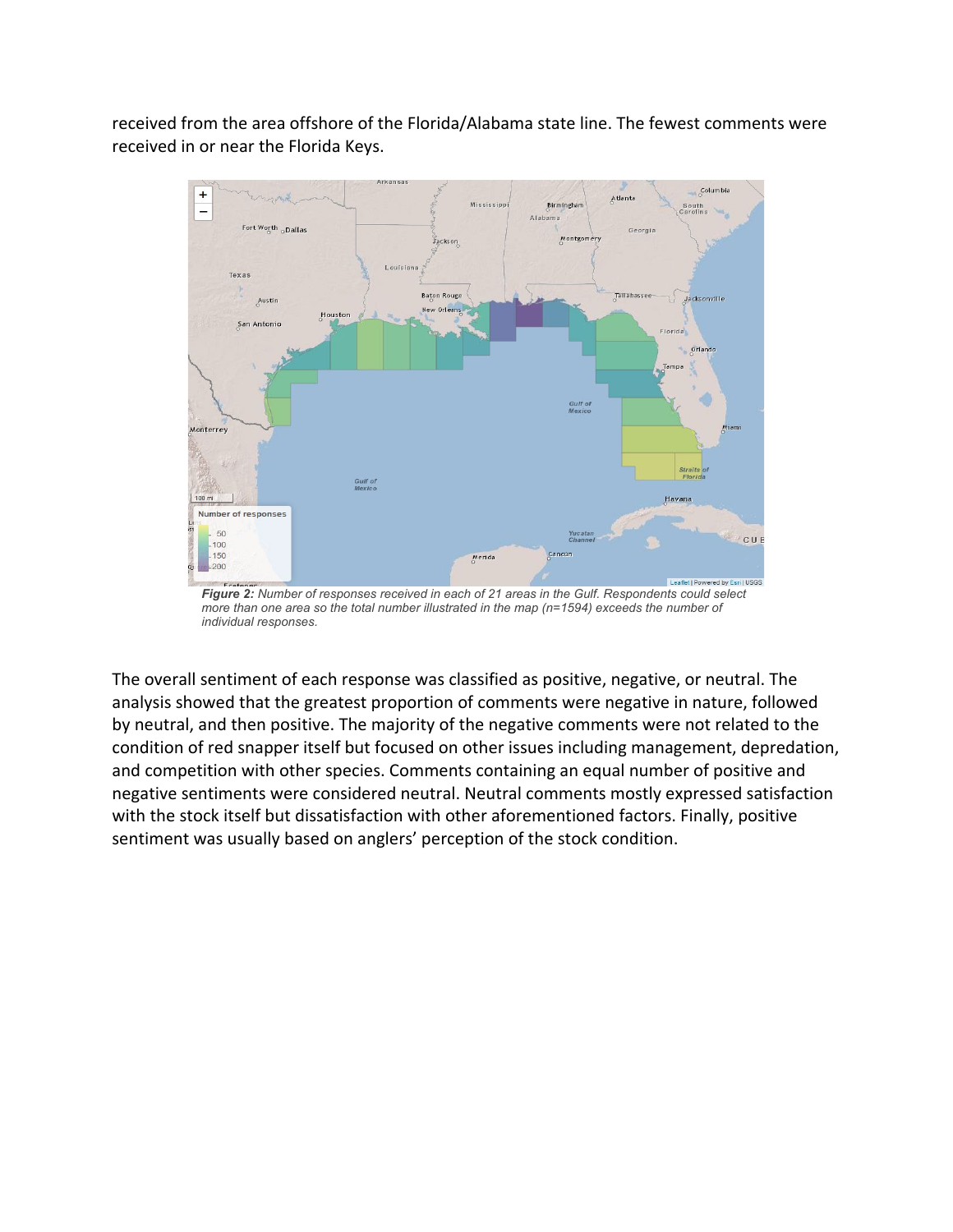received from the area offshore of the Florida/Alabama state line. The fewest comments were received in or near the Florida Keys.

***Figure 2:*** *Number of responses received in each of 21 areas in the Gulf. Respondents could select more than one area so the total number illustrated in the map (n=1594) exceeds the number of individual responses.*

The overall sentiment of each response was classified as positive, negative, or neutral. The analysis showed that the greatest proportion of comments were negative in nature, followed by neutral, and then positive. The majority of the negative comments were not related to the condition of red snapper itself but focused on other issues including management, depredation, and competition with other species. Comments containing an equal number of positive and negative sentiments were considered neutral. Neutral comments mostly expressed satisfaction with the stock itself but dissatisfaction with other aforementioned factors. Finally, positive sentiment was usually based on anglers' perception of the stock condition.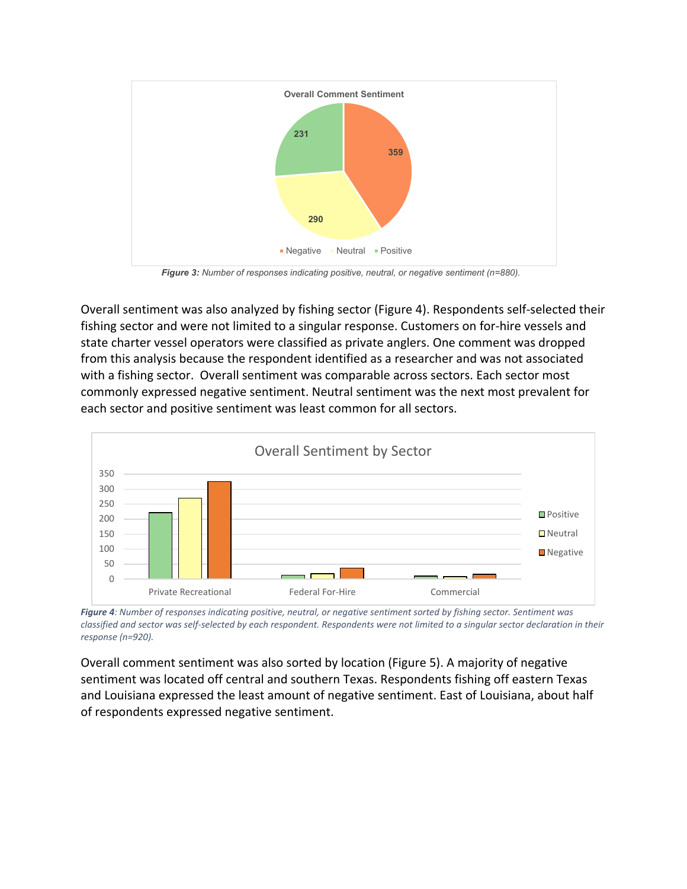*Figure 3: Number of responses indicating positive, neutral, or negative sentiment (n=880).*

Overall sentiment was also analyzed by fishing sector (Figure 4). Respondents self-selected their fishing sector and were not limited to a singular response. Customers on for-hire vessels and state charter vessel operators were classified as private anglers. One comment was dropped from this analysis because the respondent identified as a researcher and was not associated with a fishing sector. Overall sentiment was comparable across sectors. Each sector most commonly expressed negative sentiment. Neutral sentiment was the next most prevalent for each sector and positive sentiment was least common for all sectors.

***Figure 4**: Number of responses indicating positive, neutral, or negative sentiment sorted by fishing sector. Sentiment was classified and sector was self-selected by each respondent. Respondents were not limited to a singular sector declaration in their response (n=920).*

Overall comment sentiment was also sorted by location (Figure 5). A majority of negative sentiment was located off central and southern Texas. Respondents fishing off eastern Texas and Louisiana expressed the least amount of negative sentiment. East of Louisiana, about half of respondents expressed negative sentiment.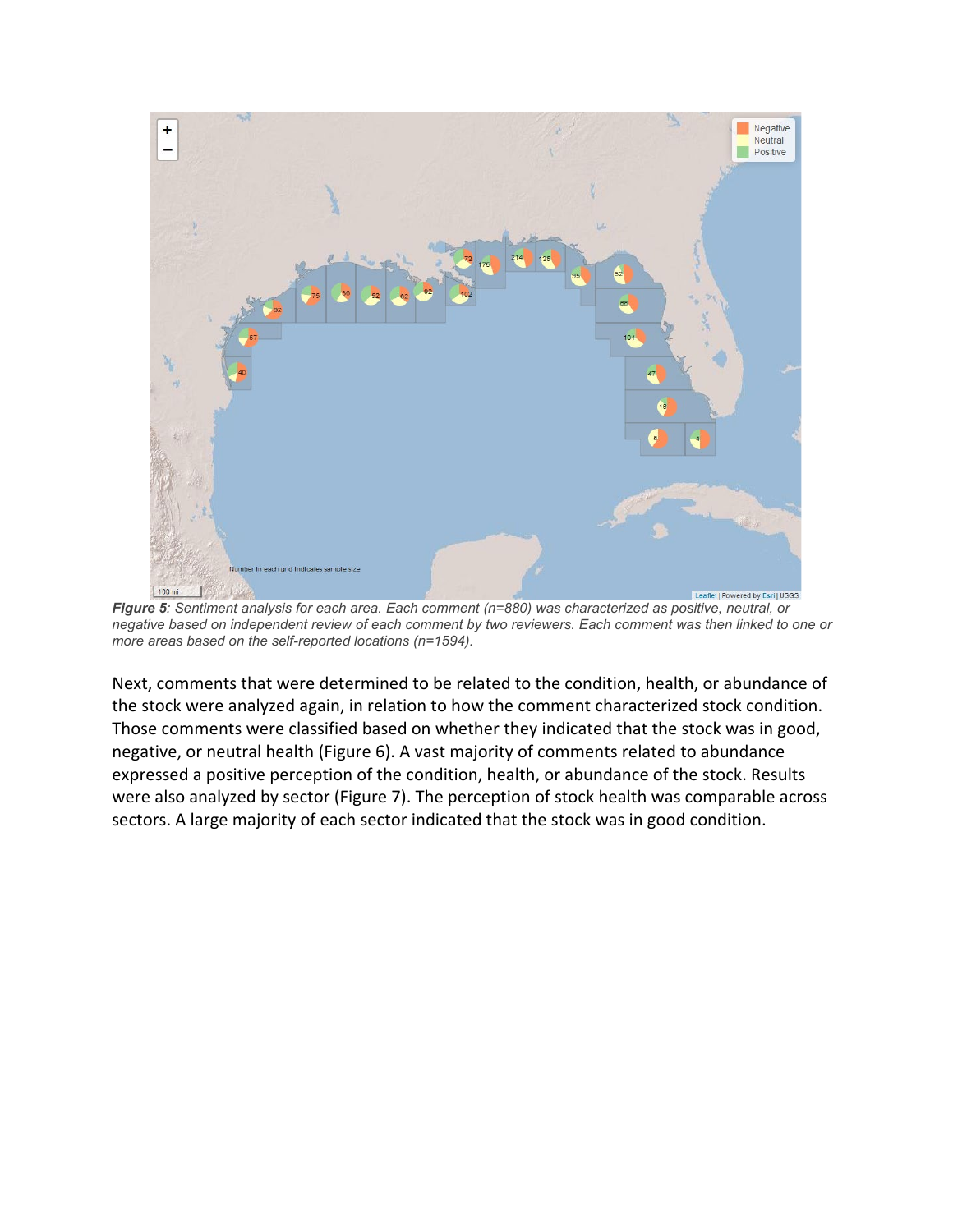*Figure 5: Sentiment analysis for each area. Each comment (n=880) was characterized as positive, neutral, or negative based on independent review of each comment by two reviewers. Each comment was then linked to one or more areas based on the self-reported locations (n=1594).*

Next, comments that were determined to be related to the condition, health, or abundance of the stock were analyzed again, in relation to how the comment characterized stock condition. Those comments were classified based on whether they indicated that the stock was in good, negative, or neutral health (Figure 6). A vast majority of comments related to abundance expressed a positive perception of the condition, health, or abundance of the stock. Results were also analyzed by sector (Figure 7). The perception of stock health was comparable across sectors. A large majority of each sector indicated that the stock was in good condition.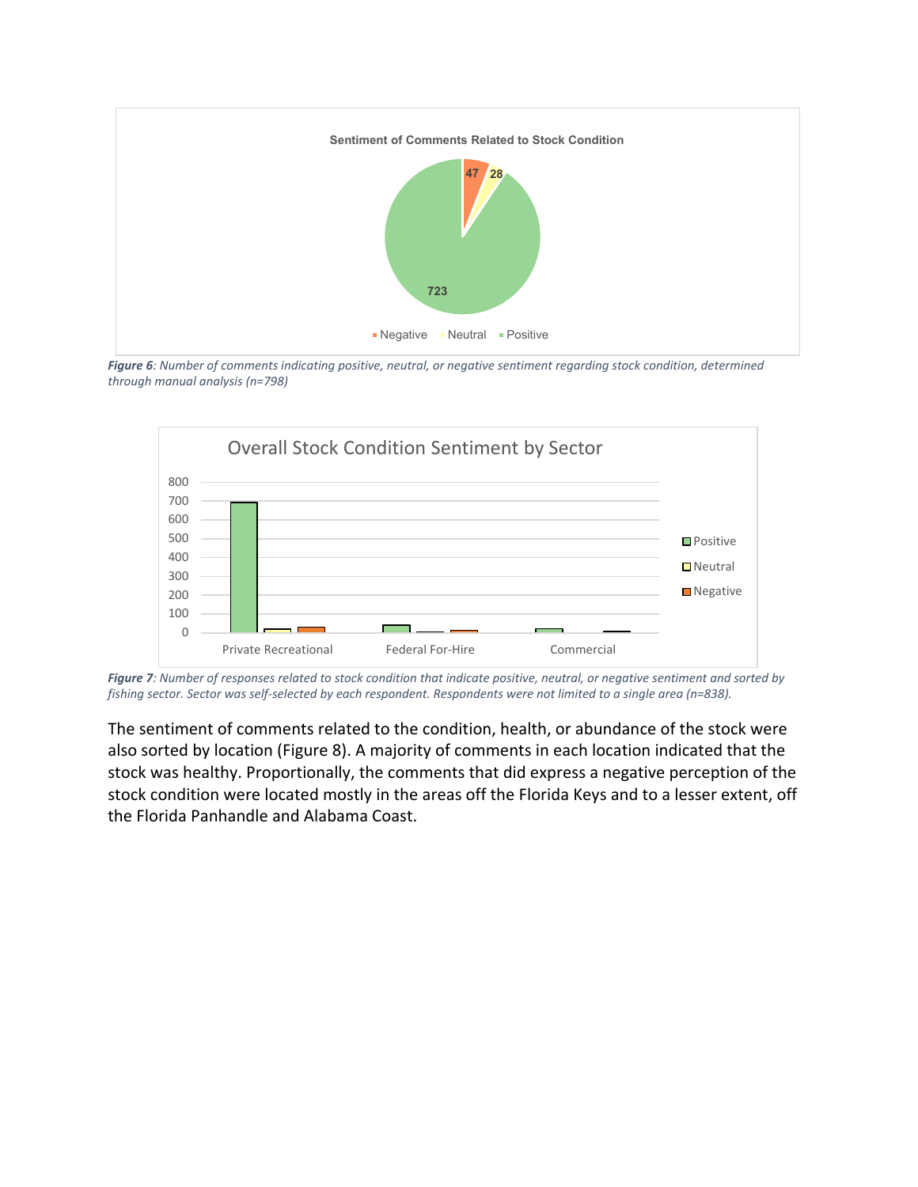*Figure 6: Number of comments indicating positive, neutral, or negative sentiment regarding stock condition, determined through manual analysis (n=798)*

*Figure 7: Number of responses related to stock condition that indicate positive, neutral, or negative sentiment and sorted by fishing sector. Sector was self-selected by each respondent. Respondents were not limited to a single area (n=838).*

The sentiment of comments related to the condition, health, or abundance of the stock were also sorted by location (Figure 8). A majority of comments in each location indicated that the stock was healthy. Proportionally, the comments that did express a negative perception of the stock condition were located mostly in the areas off the Florida Keys and to a lesser extent, off the Florida Panhandle and Alabama Coast.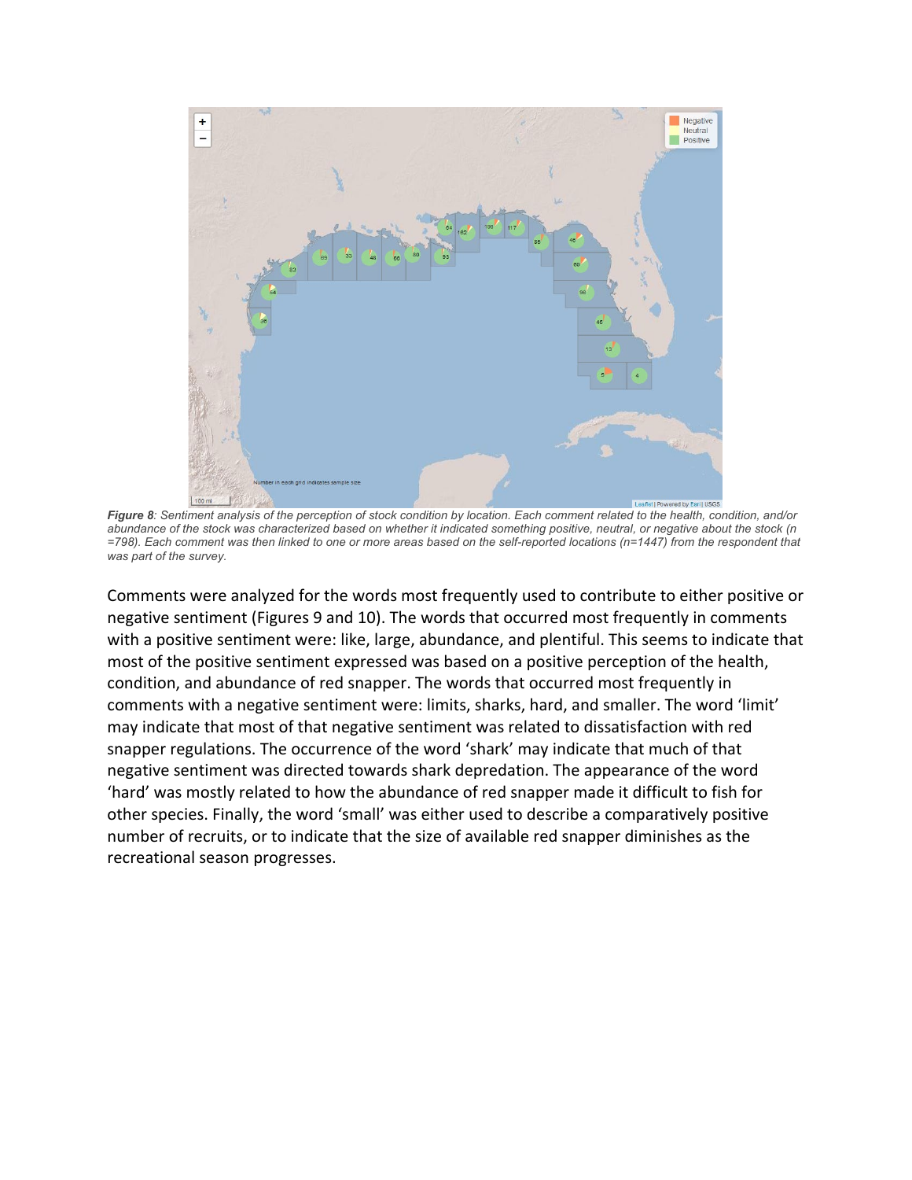***Figure 8**: Sentiment analysis of the perception of stock condition by location. Each comment related to the health, condition, and/or abundance of the stock was characterized based on whether it indicated something positive, neutral, or negative about the stock (n =798). Each comment was then linked to one or more areas based on the self-reported locations (n=1447) from the respondent that was part of the survey.*

Comments were analyzed for the words most frequently used to contribute to either positive or negative sentiment (Figures 9 and 10). The words that occurred most frequently in comments with a positive sentiment were: like, large, abundance, and plentiful. This seems to indicate that most of the positive sentiment expressed was based on a positive perception of the health, condition, and abundance of red snapper. The words that occurred most frequently in comments with a negative sentiment were: limits, sharks, hard, and smaller. The word 'limit' may indicate that most of that negative sentiment was related to dissatisfaction with red snapper regulations. The occurrence of the word 'shark' may indicate that much of that negative sentiment was directed towards shark depredation. The appearance of the word 'hard' was mostly related to how the abundance of red snapper made it difficult to fish for other species. Finally, the word 'small' was either used to describe a comparatively positive number of recruits, or to indicate that the size of available red snapper diminishes as the recreational season progresses.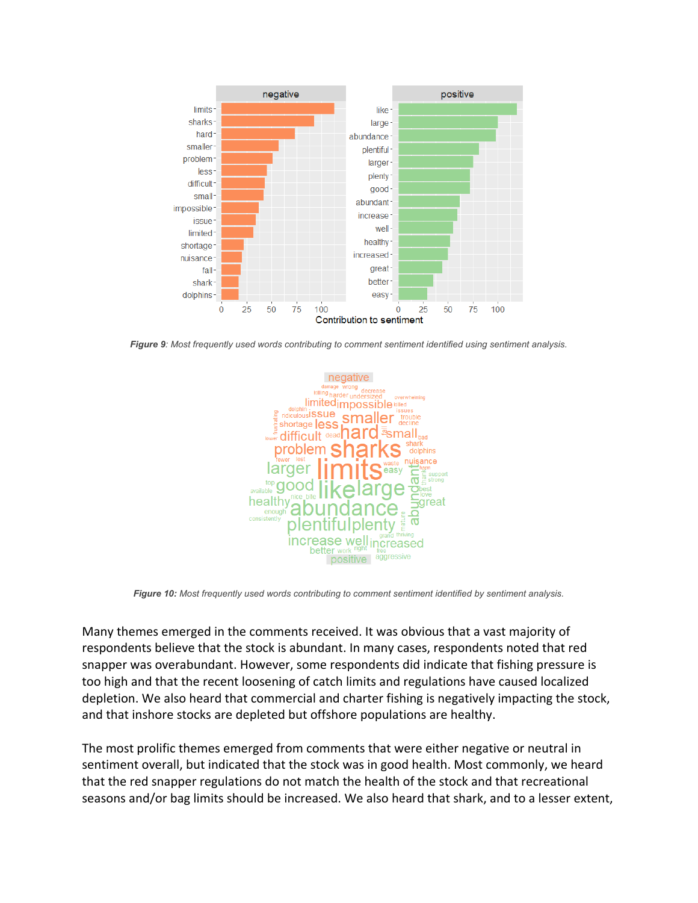***Figure 9**: Most frequently used words contributing to comment sentiment identified using sentiment analysis.*

***Figure 10:** Most frequently used words contributing to comment sentiment identified by sentiment analysis.*

Many themes emerged in the comments received. It was obvious that a vast majority of respondents believe that the stock is abundant. In many cases, respondents noted that red snapper was overabundant. However, some respondents did indicate that fishing pressure is too high and that the recent loosening of catch limits and regulations have caused localized depletion. We also heard that commercial and charter fishing is negatively impacting the stock, and that inshore stocks are depleted but offshore populations are healthy.

The most prolific themes emerged from comments that were either negative or neutral in sentiment overall, but indicated that the stock was in good health. Most commonly, we heard that the red snapper regulations do not match the health of the stock and that recreational seasons and/or bag limits should be increased. We also heard that shark, and to a lesser extent,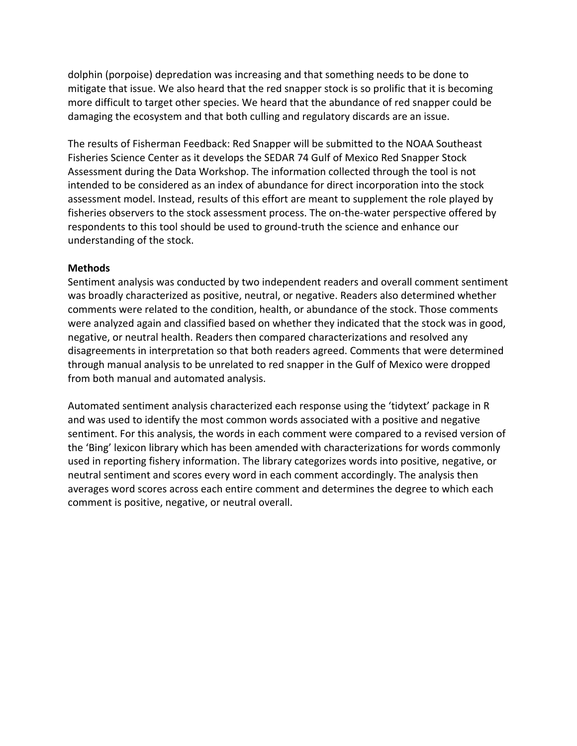dolphin (porpoise) depredation was increasing and that something needs to be done to mitigate that issue. We also heard that the red snapper stock is so prolific that it is becoming more difficult to target other species. We heard that the abundance of red snapper could be damaging the ecosystem and that both culling and regulatory discards are an issue.

The results of Fisherman Feedback: Red Snapper will be submitted to the NOAA Southeast Fisheries Science Center as it develops the SEDAR 74 Gulf of Mexico Red Snapper Stock Assessment during the Data Workshop. The information collected through the tool is not intended to be considered as an index of abundance for direct incorporation into the stock assessment model. Instead, results of this effort are meant to supplement the role played by fisheries observers to the stock assessment process. The on-the-water perspective offered by respondents to this tool should be used to ground-truth the science and enhance our understanding of the stock.

**Methods**

Sentiment analysis was conducted by two independent readers and overall comment sentiment was broadly characterized as positive, neutral, or negative. Readers also determined whether comments were related to the condition, health, or abundance of the stock. Those comments were analyzed again and classified based on whether they indicated that the stock was in good, negative, or neutral health. Readers then compared characterizations and resolved any disagreements in interpretation so that both readers agreed. Comments that were determined through manual analysis to be unrelated to red snapper in the Gulf of Mexico were dropped from both manual and automated analysis.

Automated sentiment analysis characterized each response using the 'tidytext' package in R and was used to identify the most common words associated with a positive and negative sentiment. For this analysis, the words in each comment were compared to a revised version of the 'Bing' lexicon library which has been amended with characterizations for words commonly used in reporting fishery information. The library categorizes words into positive, negative, or neutral sentiment and scores every word in each comment accordingly. The analysis then averages word scores across each entire comment and determines the degree to which each comment is positive, negative, or neutral overall.